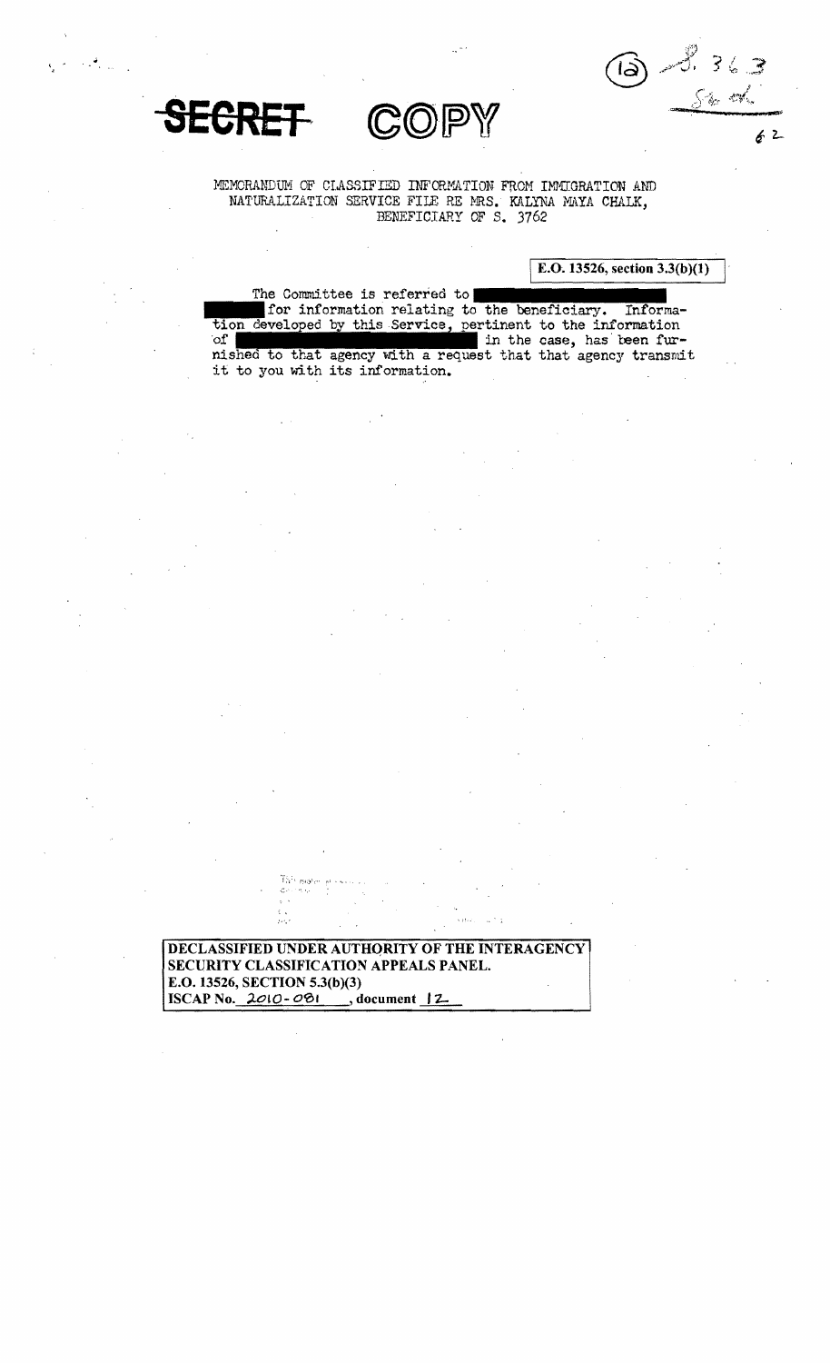**SECRET COPY**

(12) S. 3762 Sen. ...

62

MEMORANDUM OF CLASSIFIED INFORMATION FROM IMMIGRATION AND NATURALIZATION SERVICE FILE RE MRS. KALYNA MAYA CHALK, BENEFICIARY OF S. 3762

E.O. 13526, section 3.3(b)(1)

The Committee is referred to ██████████████████ ██████ for information relating to the beneficiary. Information developed by this Service, pertinent to the information of ████████████████████ in the case, has been furnished to that agency with a request that that agency transmit it to you with its information.

DECLASSIFIED UNDER AUTHORITY OF THE INTERAGENCY SECURITY CLASSIFICATION APPEALS PANEL.
E.O. 13526, SECTION 5.3(b)(3)
ISCAP No. 2010-081, document 12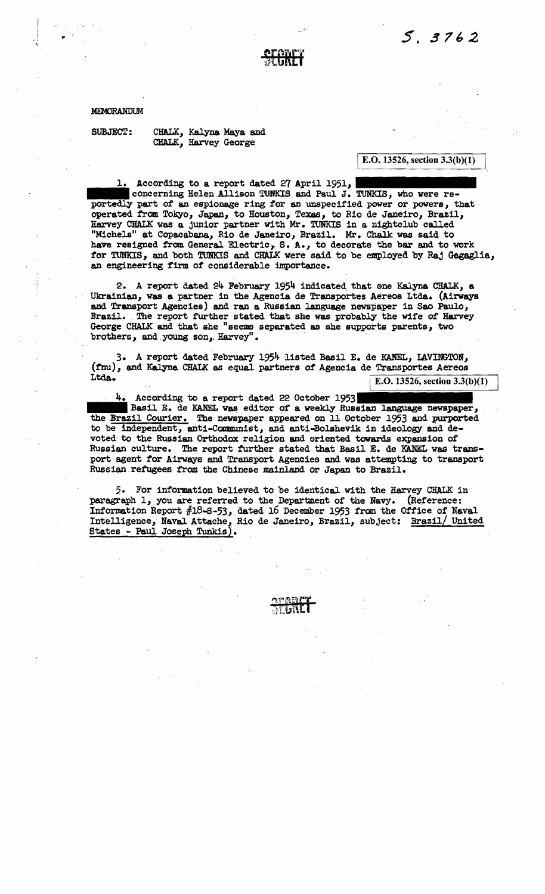S. 3762

SECRET

MEMORANDUM

SUBJECT: CHALK, Kalyna Maya and
CHALK, Harvey George

E.O. 13526, section 3.3(b)(1)

1. According to a report dated 27 April 1951, ███████ ███████ concerning Helen Allison TUNKIS and Paul J. TUNKIS, who were reportedly part of an espionage ring for an unspecified power or powers, that operated from Tokyo, Japan, to Houston, Texas, to Rio de Janeiro, Brazil, Harvey CHALK was a junior partner with Mr. TUNKIS in a nightclub called "Michels" at Copacabana, Rio de Janeiro, Brazil. Mr. Chalk was said to have resigned from General Electric, S. A., to decorate the bar and to work for TUNKIS, and both TUNKIS and CHALK were said to be employed by Raj Gagaglia, an engineering firm of considerable importance.

2. A report dated 24 February 1954 indicated that one Kalyna CHALK, a Ukrainian, was a partner in the Agencia de Transportes Aereos Ltda. (Airways and Transport Agencies) and ran a Russian language newspaper in Sao Paulo, Brazil. The report further stated that she was probably the wife of Harvey George CHALK and that she "seems separated as she supports parents, two brothers, and young son, Harvey".

3. A report dated February 1954 listed Basil E. de KANEL, LAVINGTON, (fnu), and Kalyna CHALK as equal partners of Agencia de Transportes Aereos Ltda.

E.O. 13526, section 3.3(b)(1)

4. According to a report dated 22 October 1953 ███████ ███████ Basil E. de KANEL was editor of a weekly Russian language newspaper, the Brazil Courier. The newspaper appeared on 11 October 1953 and purported to be independent, anti-Communist, and anti-Bolshevik in ideology and devoted to the Russian Orthodox religion and oriented towards expansion of Russian culture. The report further stated that Basil E. de KANEL was transport agent for Airways and Transport Agencies and was attempting to transport Russian refugees from the Chinese mainland or Japan to Brazil.

5. For information believed to be identical with the Harvey CHALK in paragraph 1, you are referred to the Department of the Navy. (Reference: Information Report #18-S-53, dated 16 December 1953 from the Office of Naval Intelligence, Naval Attache, Rio de Janeiro, Brazil, subject: Brazil/ United States - Paul Joseph Tunkis).

SECRET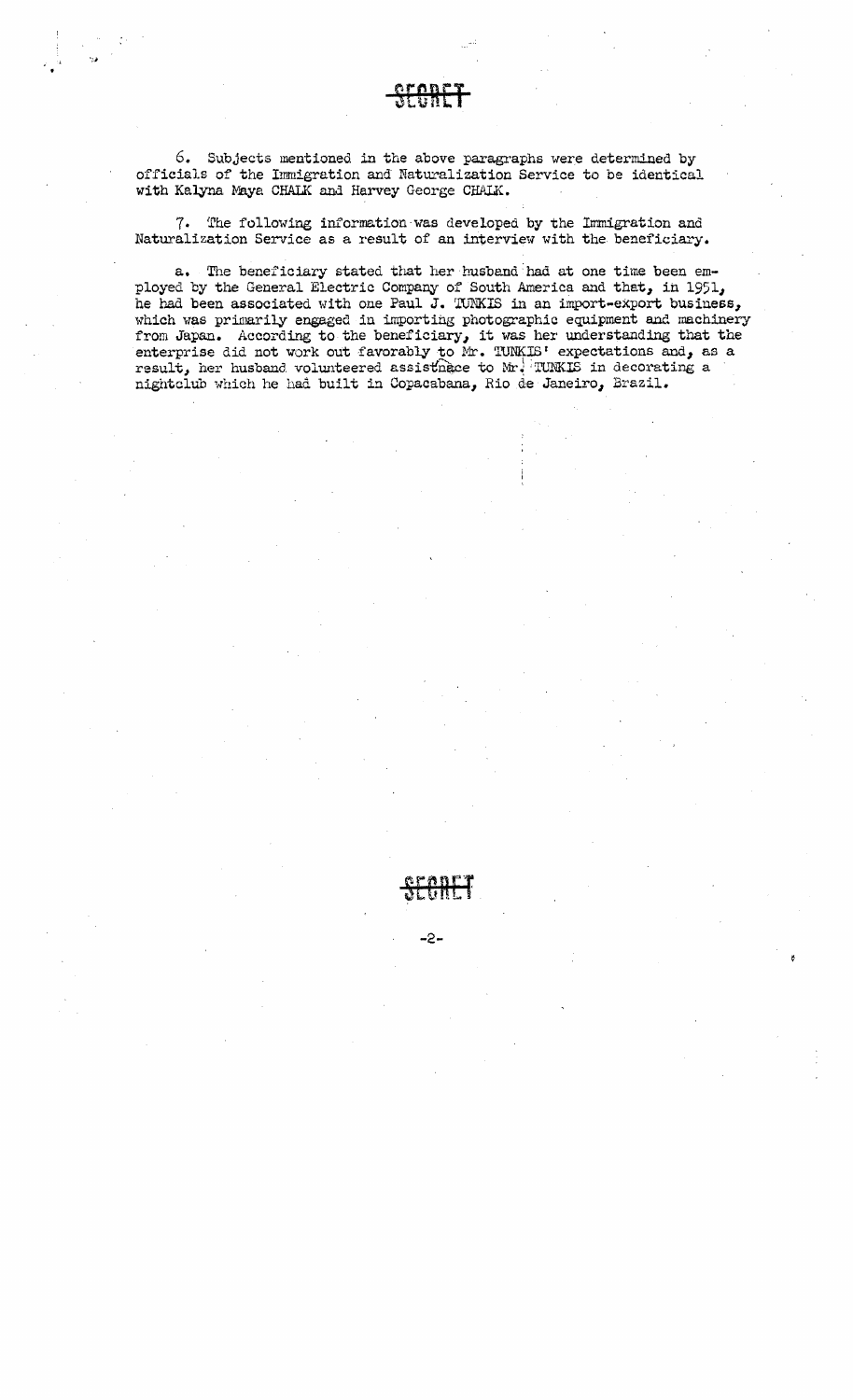6. Subjects mentioned in the above paragraphs were determined by officials of the Immigration and Naturalization Service to be identical with Kalyna Maya CHALK and Harvey George CHALK.

7. The following information was developed by the Immigration and Naturalization Service as a result of an interview with the beneficiary.

a. The beneficiary stated that her husband had at one time been employed by the General Electric Company of South America and that, in 1951, he had been associated with one Paul J. TUNKIS in an import-export business, which was primarily engaged in importing photographic equipment and machinery from Japan. According to the beneficiary, it was her understanding that the enterprise did not work out favorably to Mr. TUNKIS' expectations and, as a result, her husband volunteered assistance to Mr. TUNKIS in decorating a nightclub which he had built in Copacabana, Rio de Janeiro, Brazil.